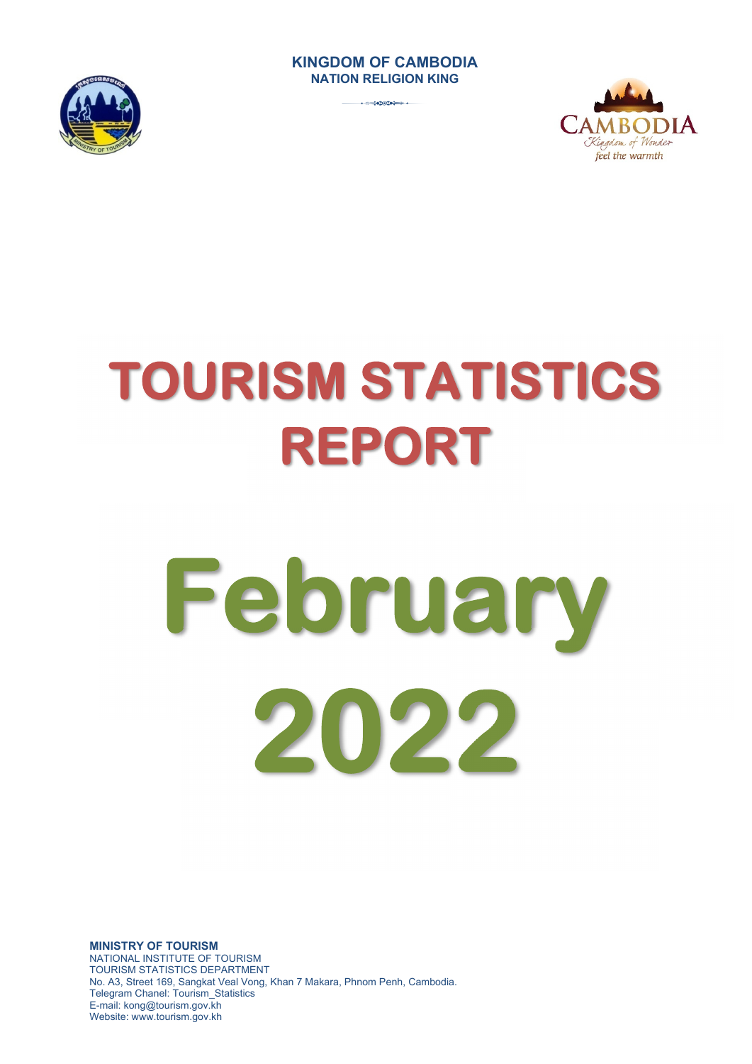**KINGDOM OF CAMBODIA**
**NATION RELIGION KING**

# TOURISM STATISTICS REPORT

# February 2022

**MINISTRY OF TOURISM**
NATIONAL INSTITUTE OF TOURISM
TOURISM STATISTICS DEPARTMENT
No. A3, Street 169, Sangkat Veal Vong, Khan 7 Makara, Phnom Penh, Cambodia.
Telegram Chanel: Tourism_Statistics
E-mail: kong@tourism.gov.kh
Website: www.tourism.gov.kh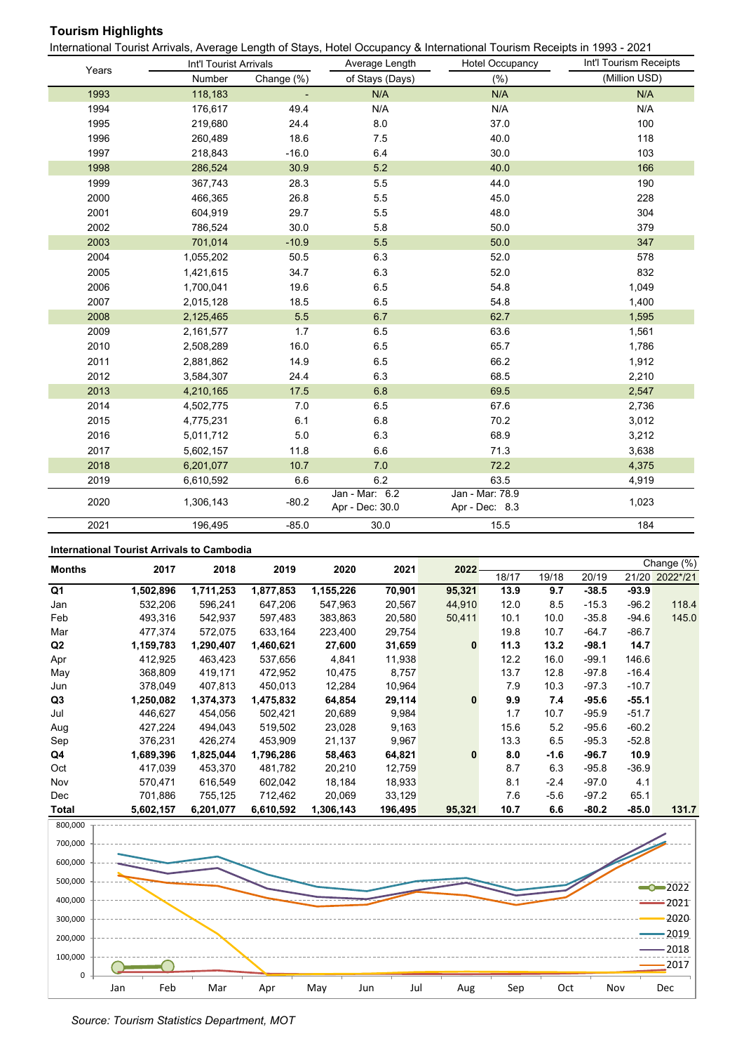## Tourism Highlights

International Tourist Arrivals, Average Length of Stays, Hotel Occupancy & International Tourism Receipts in 1993 - 2021

| Years | Int'l Tourist Arrivals | | Average Length | Hotel Occupancy | Int'l Tourism Receipts |
|---|---|---|---|---|---|
| | Number | Change (%) | of Stays (Days) | (%) | (Million USD) |
| 1993 | 118,183 | - | N/A | N/A | N/A |
| 1994 | 176,617 | 49.4 | N/A | N/A | N/A |
| 1995 | 219,680 | 24.4 | 8.0 | 37.0 | 100 |
| 1996 | 260,489 | 18.6 | 7.5 | 40.0 | 118 |
| 1997 | 218,843 | -16.0 | 6.4 | 30.0 | 103 |
| 1998 | 286,524 | 30.9 | 5.2 | 40.0 | 166 |
| 1999 | 367,743 | 28.3 | 5.5 | 44.0 | 190 |
| 2000 | 466,365 | 26.8 | 5.5 | 45.0 | 228 |
| 2001 | 604,919 | 29.7 | 5.5 | 48.0 | 304 |
| 2002 | 786,524 | 30.0 | 5.8 | 50.0 | 379 |
| 2003 | 701,014 | -10.9 | 5.5 | 50.0 | 347 |
| 2004 | 1,055,202 | 50.5 | 6.3 | 52.0 | 578 |
| 2005 | 1,421,615 | 34.7 | 6.3 | 52.0 | 832 |
| 2006 | 1,700,041 | 19.6 | 6.5 | 54.8 | 1,049 |
| 2007 | 2,015,128 | 18.5 | 6.5 | 54.8 | 1,400 |
| 2008 | 2,125,465 | 5.5 | 6.7 | 62.7 | 1,595 |
| 2009 | 2,161,577 | 1.7 | 6.5 | 63.6 | 1,561 |
| 2010 | 2,508,289 | 16.0 | 6.5 | 65.7 | 1,786 |
| 2011 | 2,881,862 | 14.9 | 6.5 | 66.2 | 1,912 |
| 2012 | 3,584,307 | 24.4 | 6.3 | 68.5 | 2,210 |
| 2013 | 4,210,165 | 17.5 | 6.8 | 69.5 | 2,547 |
| 2014 | 4,502,775 | 7.0 | 6.5 | 67.6 | 2,736 |
| 2015 | 4,775,231 | 6.1 | 6.8 | 70.2 | 3,012 |
| 2016 | 5,011,712 | 5.0 | 6.3 | 68.9 | 3,212 |
| 2017 | 5,602,157 | 11.8 | 6.6 | 71.3 | 3,638 |
| 2018 | 6,201,077 | 10.7 | 7.0 | 72.2 | 4,375 |
| 2019 | 6,610,592 | 6.6 | 6.2 | 63.5 | 4,919 |
| 2020 | 1,306,143 | -80.2 | Jan - Mar: 6.2<br>Apr - Dec: 30.0 | Jan - Mar: 78.9<br>Apr - Dec: 8.3 | 1,023 |
| 2021 | 196,495 | -85.0 | 30.0 | 15.5 | 184 |

### International Tourist Arrivals to Cambodia

| Months | 2017 | 2018 | 2019 | 2020 | 2021 | 2022 | Change (%) | | | | |
|---|---|---|---|---|---|---|---|---|---|---|---|
| | | | | | | | 18/17 | 19/18 | 20/19 | 21/20 | 2022*/21 |
| **Q1** | **1,502,896** | **1,711,253** | **1,877,853** | **1,155,226** | **70,901** | **95,321** | **13.9** | **9.7** | **-38.5** | **-93.9** | |
| Jan | 532,206 | 596,241 | 647,206 | 547,963 | 20,567 | 44,910 | 12.0 | 8.5 | -15.3 | -96.2 | 118.4 |
| Feb | 493,316 | 542,937 | 597,483 | 383,863 | 20,580 | 50,411 | 10.1 | 10.0 | -35.8 | -94.6 | 145.0 |
| Mar | 477,374 | 572,075 | 633,164 | 223,400 | 29,754 | | 19.8 | 10.7 | -64.7 | -86.7 | |
| **Q2** | **1,159,783** | **1,290,407** | **1,460,621** | **27,600** | **31,659** | **0** | **11.3** | **13.2** | **-98.1** | **14.7** | |
| Apr | 412,925 | 463,423 | 537,656 | 4,841 | 11,938 | | 12.2 | 16.0 | -99.1 | 146.6 | |
| May | 368,809 | 419,171 | 472,952 | 10,475 | 8,757 | | 13.7 | 12.8 | -97.8 | -16.4 | |
| Jun | 378,049 | 407,813 | 450,013 | 12,284 | 10,964 | | 7.9 | 10.3 | -97.3 | -10.7 | |
| **Q3** | **1,250,082** | **1,374,373** | **1,475,832** | **64,854** | **29,114** | **0** | **9.9** | **7.4** | **-95.6** | **-55.1** | |
| Jul | 446,627 | 454,056 | 502,421 | 20,689 | 9,984 | | 1.7 | 10.7 | -95.9 | -51.7 | |
| Aug | 427,224 | 494,043 | 519,502 | 23,028 | 9,163 | | 15.6 | 5.2 | -95.6 | -60.2 | |
| Sep | 376,231 | 426,274 | 453,909 | 21,137 | 9,967 | | 13.3 | 6.5 | -95.3 | -52.8 | |
| **Q4** | **1,689,396** | **1,825,044** | **1,796,286** | **58,463** | **64,821** | **0** | **8.0** | **-1.6** | **-96.7** | **10.9** | |
| Oct | 417,039 | 453,370 | 481,782 | 20,210 | 12,759 | | 8.7 | 6.3 | -95.8 | -36.9 | |
| Nov | 570,471 | 616,549 | 602,042 | 18,184 | 18,933 | | 8.1 | -2.4 | -97.0 | 4.1 | |
| Dec | 701,886 | 755,125 | 712,462 | 20,069 | 33,129 | | 7.6 | -5.6 | -97.2 | 65.1 | |
| **Total** | **5,602,157** | **6,201,077** | **6,610,592** | **1,306,143** | **196,495** | **95,321** | **10.7** | **6.6** | **-80.2** | **-85.0** | **131.7** |

*Source: Tourism Statistics Department, MOT*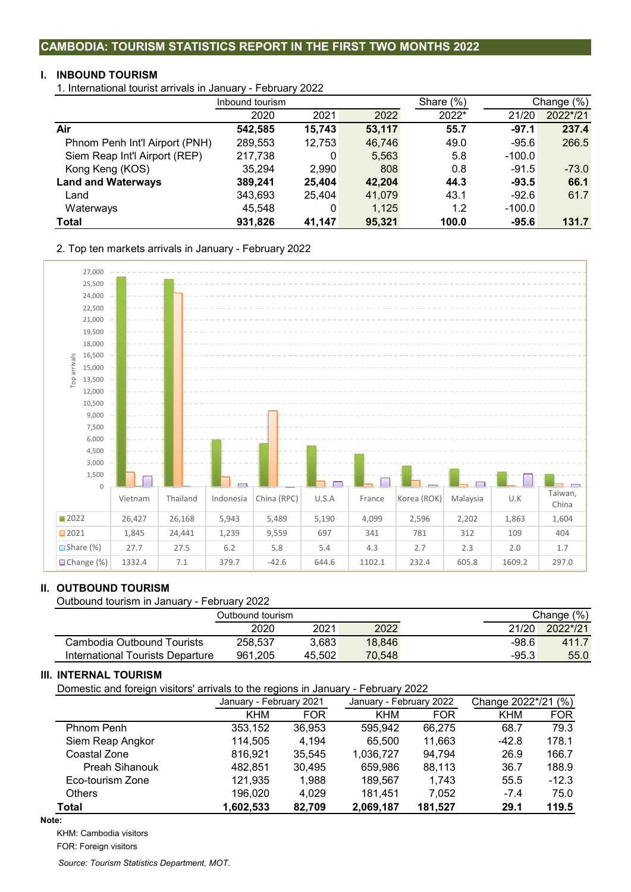## CAMBODIA: TOURISM STATISTICS REPORT IN THE FIRST TWO MONTHS 2022

### I. INBOUND TOURISM

1. International tourist arrivals in January - February 2022

| | Inbound tourism | | | Share (%) | Change (%) | |
|---|---|---|---|---|---|---|
| | 2020 | 2021 | 2022 | 2022* | 21/20 | 2022*/21 |
| **Air** | **542,585** | **15,743** | **53,117** | **55.7** | **-97.1** | **237.4** |
| Phnom Penh Int'l Airport (PNH) | 289,553 | 12,753 | 46,746 | 49.0 | -95.6 | 266.5 |
| Siem Reap Int'l Airport (REP) | 217,738 | 0 | 5,563 | 5.8 | -100.0 | |
| Kong Keng (KOS) | 35,294 | 2,990 | 808 | 0.8 | -91.5 | -73.0 |
| **Land and Waterways** | **389,241** | **25,404** | **42,204** | **44.3** | **-93.5** | **66.1** |
| Land | 343,693 | 25,404 | 41,079 | 43.1 | -92.6 | 61.7 |
| Waterways | 45,548 | 0 | 1,125 | 1.2 | -100.0 | |
| **Total** | **931,826** | **41,147** | **95,321** | **100.0** | **-95.6** | **131.7** |

2. Top ten markets arrivals in January - February 2022

| | Vietnam | Thailand | Indonesia | China (RPC) | U.S.A | France | Korea (ROK) | Malaysia | U.K | Taiwan, China |
|---|---|---|---|---|---|---|---|---|---|---|
| 2022 | 26,427 | 26,168 | 5,943 | 5,489 | 5,190 | 4,099 | 2,596 | 2,202 | 1,863 | 1,604 |
| 2021 | 1,845 | 24,441 | 1,239 | 9,559 | 697 | 341 | 781 | 312 | 109 | 404 |
| Share (%) | 27.7 | 27.5 | 6.2 | 5.8 | 5.4 | 4.3 | 2.7 | 2.3 | 2.0 | 1.7 |
| Change (%) | 1332.4 | 7.1 | 379.7 | -42.6 | 644.6 | 1102.1 | 232.4 | 605.8 | 1609.2 | 297.0 |

### II. OUTBOUND TOURISM

Outbound tourism in January - February 2022

| | Outbound tourism | | | Change (%) | |
|---|---|---|---|---|---|
| | 2020 | 2021 | 2022 | 21/20 | 2022*/21 |
| Cambodia Outbound Tourists | 258,537 | 3,683 | 18,846 | -98.6 | 411.7 |
| International Tourists Departure | 961,205 | 45,502 | 70,548 | -95.3 | 55.0 |

### III. INTERNAL TOURISM

Domestic and foreign visitors' arrivals to the regions in January - February 2022

| | January - February 2021 | | January - February 2022 | | Change 2022*/21 (%) | |
|---|---|---|---|---|---|---|
| | KHM | FOR | KHM | FOR | KHM | FOR |
| Phnom Penh | 353,152 | 36,953 | 595,942 | 66,275 | 68.7 | 79.3 |
| Siem Reap Angkor | 114,505 | 4,194 | 65,500 | 11,663 | -42.8 | 178.1 |
| Coastal Zone | 816,921 | 35,545 | 1,036,727 | 94,794 | 26.9 | 166.7 |
| Preah Sihanouk | 482,851 | 30,495 | 659,986 | 88,113 | 36.7 | 188.9 |
| Eco-tourism Zone | 121,935 | 1,988 | 189,567 | 1,743 | 55.5 | -12.3 |
| Others | 196,020 | 4,029 | 181,451 | 7,052 | -7.4 | 75.0 |
| **Total** | **1,602,533** | **82,709** | **2,069,187** | **181,527** | **29.1** | **119.5** |

**Note:**

KHM: Cambodia visitors

FOR: Foreign visitors

*Source: Tourism Statistics Department, MOT.*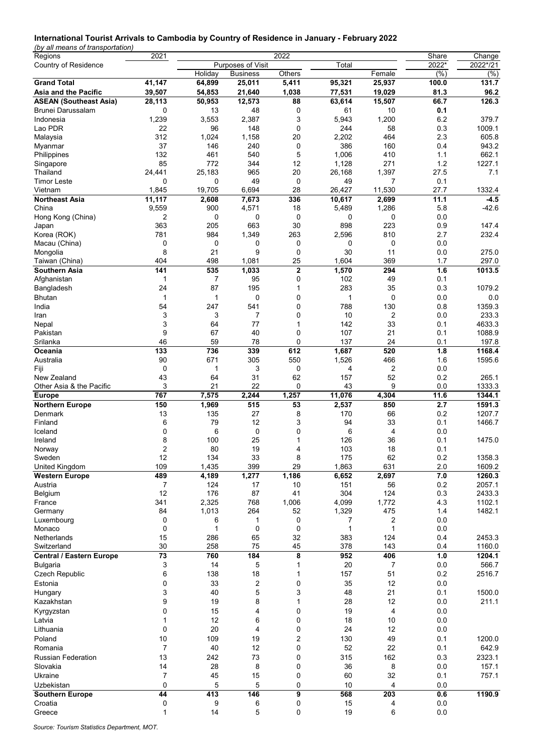**International Tourist Arrivals to Cambodia by Country of Residence in January - February 2022**

*(by all means of transportation)*

| Regions | 2021 | 2022 | | | | | Share | Change |
|---|---|---|---|---|---|---|---|---|
| Country of Residence | | Purposes of Visit | | | Total | | 2022* | 2022*/21 |
| | | Holiday | Business | Others | | Female | (%) | (%) |
| **Grand Total** | **41,147** | **64,899** | **25,011** | **5,411** | **95,321** | **25,937** | **100.0** | **131.7** |
| **Asia and the Pacific** | **39,507** | **54,853** | **21,640** | **1,038** | **77,531** | **19,029** | **81.3** | **96.2** |
| **ASEAN (Southeast Asia)** | **28,113** | **50,953** | **12,573** | **88** | **63,614** | **15,507** | **66.7** | **126.3** |
| Brunei Darussalam | 0 | 13 | 48 | 0 | 61 | 10 | 0.1 | |
| Indonesia | 1,239 | 3,553 | 2,387 | 3 | 5,943 | 1,200 | 6.2 | 379.7 |
| Lao PDR | 22 | 96 | 148 | 0 | 244 | 58 | 0.3 | 1009.1 |
| Malaysia | 312 | 1,024 | 1,158 | 20 | 2,202 | 464 | 2.3 | 605.8 |
| Myanmar | 37 | 146 | 240 | 0 | 386 | 160 | 0.4 | 943.2 |
| Philippines | 132 | 461 | 540 | 5 | 1,006 | 410 | 1.1 | 662.1 |
| Singapore | 85 | 772 | 344 | 12 | 1,128 | 271 | 1.2 | 1227.1 |
| Thailand | 24,441 | 25,183 | 965 | 20 | 26,168 | 1,397 | 27.5 | 7.1 |
| Timor Leste | 0 | 0 | 49 | 0 | 49 | 7 | 0.1 | |
| Vietnam | 1,845 | 19,705 | 6,694 | 28 | 26,427 | 11,530 | 27.7 | 1332.4 |
| **Northeast Asia** | **11,117** | **2,608** | **7,673** | **336** | **10,617** | **2,699** | **11.1** | **-4.5** |
| China | 9,559 | 900 | 4,571 | 18 | 5,489 | 1,286 | 5.8 | -42.6 |
| Hong Kong (China) | 2 | 0 | 0 | 0 | 0 | 0 | 0.0 | |
| Japan | 363 | 205 | 663 | 30 | 898 | 223 | 0.9 | 147.4 |
| Korea (ROK) | 781 | 984 | 1,349 | 263 | 2,596 | 810 | 2.7 | 232.4 |
| Macau (China) | 0 | 0 | 0 | 0 | 0 | 0 | 0.0 | |
| Mongolia | 8 | 21 | 9 | 0 | 30 | 11 | 0.0 | 275.0 |
| Taiwan (China) | 404 | 498 | 1,081 | 25 | 1,604 | 369 | 1.7 | 297.0 |
| **Southern Asia** | **141** | **535** | **1,033** | **2** | **1,570** | **294** | **1.6** | **1013.5** |
| Afghanistan | 1 | 7 | 95 | 0 | 102 | 49 | 0.1 | |
| Bangladesh | 24 | 87 | 195 | 1 | 283 | 35 | 0.3 | 1079.2 |
| Bhutan | 1 | 1 | 0 | 0 | 1 | 0 | 0.0 | 0.0 |
| India | 54 | 247 | 541 | 0 | 788 | 130 | 0.8 | 1359.3 |
| Iran | 3 | 3 | 7 | 0 | 10 | 2 | 0.0 | 233.3 |
| Nepal | 3 | 64 | 77 | 1 | 142 | 33 | 0.1 | 4633.3 |
| Pakistan | 9 | 67 | 40 | 0 | 107 | 21 | 0.1 | 1088.9 |
| Srilanka | 46 | 59 | 78 | 0 | 137 | 24 | 0.1 | 197.8 |
| **Oceania** | **133** | **736** | **339** | **612** | **1,687** | **520** | **1.8** | **1168.4** |
| Australia | 90 | 671 | 305 | 550 | 1,526 | 466 | 1.6 | 1595.6 |
| Fiji | 0 | 1 | 3 | 0 | 4 | 2 | 0.0 | |
| New Zealand | 43 | 64 | 31 | 62 | 157 | 52 | 0.2 | 265.1 |
| Other Asia & the Pacific | 3 | 21 | 22 | 0 | 43 | 9 | 0.0 | 1333.3 |
| **Europe** | **767** | **7,575** | **2,244** | **1,257** | **11,076** | **4,304** | **11.6** | **1344.1** |
| **Northern Europe** | **150** | **1,969** | **515** | **53** | **2,537** | **850** | **2.7** | **1591.3** |
| Denmark | 13 | 135 | 27 | 8 | 170 | 66 | 0.2 | 1207.7 |
| Finland | 6 | 79 | 12 | 3 | 94 | 33 | 0.1 | 1466.7 |
| Iceland | 0 | 6 | 0 | 0 | 6 | 4 | 0.0 | |
| Ireland | 8 | 100 | 25 | 1 | 126 | 36 | 0.1 | 1475.0 |
| Norway | 2 | 80 | 19 | 4 | 103 | 18 | 0.1 | |
| Sweden | 12 | 134 | 33 | 8 | 175 | 62 | 0.2 | 1358.3 |
| United Kingdom | 109 | 1,435 | 399 | 29 | 1,863 | 631 | 2.0 | 1609.2 |
| **Western Europe** | **489** | **4,189** | **1,277** | **1,186** | **6,652** | **2,697** | **7.0** | **1260.3** |
| Austria | 7 | 124 | 17 | 10 | 151 | 56 | 0.2 | 2057.1 |
| Belgium | 12 | 176 | 87 | 41 | 304 | 124 | 0.3 | 2433.3 |
| France | 341 | 2,325 | 768 | 1,006 | 4,099 | 1,772 | 4.3 | 1102.1 |
| Germany | 84 | 1,013 | 264 | 52 | 1,329 | 475 | 1.4 | 1482.1 |
| Luxembourg | 0 | 6 | 1 | 0 | 7 | 2 | 0.0 | |
| Monaco | 0 | 1 | 0 | 0 | 1 | 1 | 0.0 | |
| Netherlands | 15 | 286 | 65 | 32 | 383 | 124 | 0.4 | 2453.3 |
| Switzerland | 30 | 258 | 75 | 45 | 378 | 143 | 0.4 | 1160.0 |
| **Central / Eastern Europe** | **73** | **760** | **184** | **8** | **952** | **406** | **1.0** | **1204.1** |
| Bulgaria | 3 | 14 | 5 | 1 | 20 | 7 | 0.0 | 566.7 |
| Czech Republic | 6 | 138 | 18 | 1 | 157 | 51 | 0.2 | 2516.7 |
| Estonia | 0 | 33 | 2 | 0 | 35 | 12 | 0.0 | |
| Hungary | 3 | 40 | 5 | 3 | 48 | 21 | 0.1 | 1500.0 |
| Kazakhstan | 9 | 19 | 8 | 1 | 28 | 12 | 0.0 | 211.1 |
| Kyrgyzstan | 0 | 15 | 4 | 0 | 19 | 4 | 0.0 | |
| Latvia | 1 | 12 | 6 | 0 | 18 | 10 | 0.0 | |
| Lithuania | 0 | 20 | 4 | 0 | 24 | 12 | 0.0 | |
| Poland | 10 | 109 | 19 | 2 | 130 | 49 | 0.1 | 1200.0 |
| Romania | 7 | 40 | 12 | 0 | 52 | 22 | 0.1 | 642.9 |
| Russian Federation | 13 | 242 | 73 | 0 | 315 | 162 | 0.3 | 2323.1 |
| Slovakia | 14 | 28 | 8 | 0 | 36 | 8 | 0.0 | 157.1 |
| Ukraine | 7 | 45 | 15 | 0 | 60 | 32 | 0.1 | 757.1 |
| Uzbekistan | 0 | 5 | 5 | 0 | 10 | 4 | 0.0 | |
| **Southern Europe** | **44** | **413** | **146** | **9** | **568** | **203** | **0.6** | **1190.9** |
| Croatia | 0 | 9 | 6 | 0 | 15 | 4 | 0.0 | |
| Greece | 1 | 14 | 5 | 0 | 19 | 6 | 0.0 | |

*Source: Tourism Statistics Department, MOT.*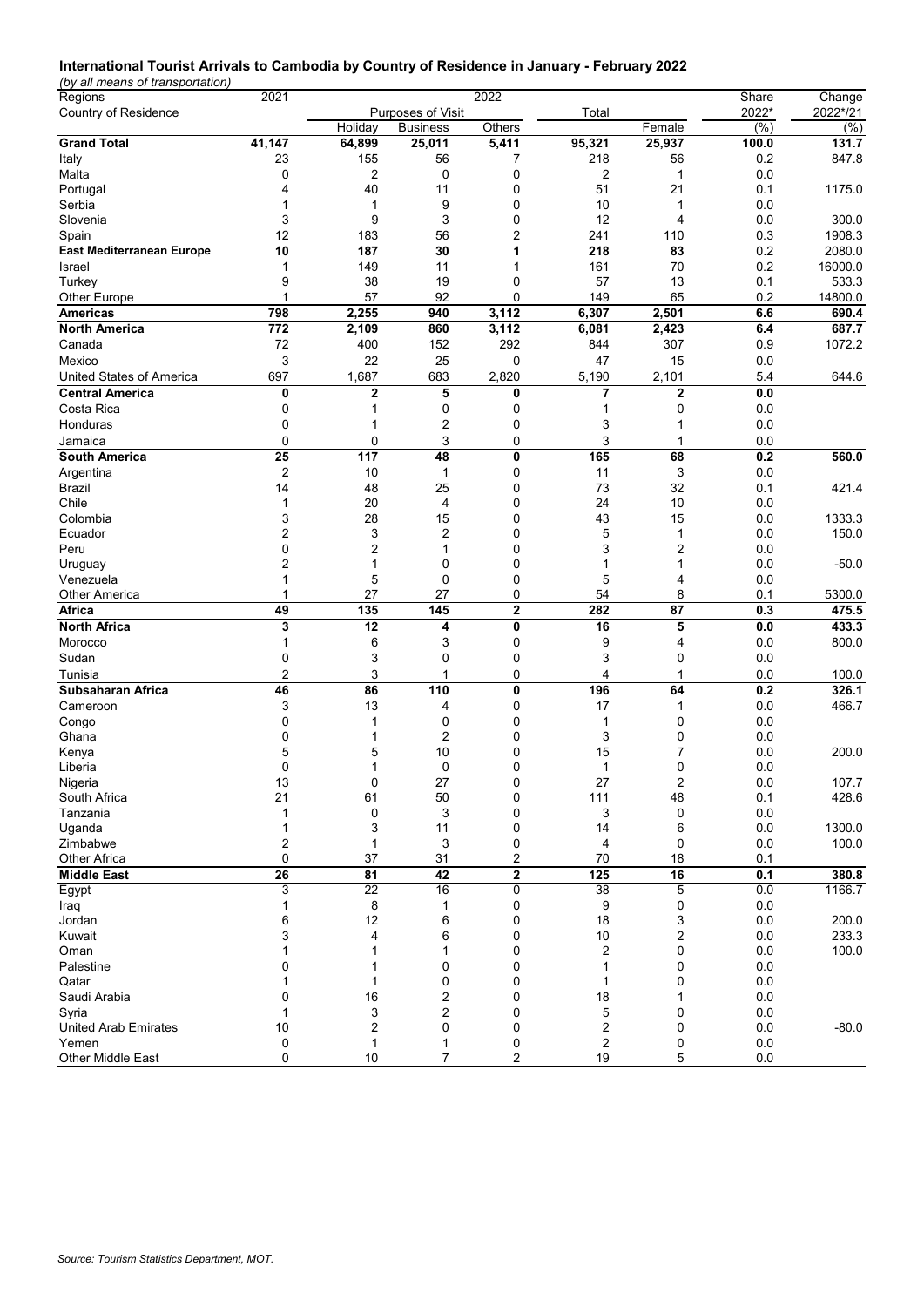**International Tourist Arrivals to Cambodia by Country of Residence in January - February 2022**

*(by all means of transportation)*

| Regions | 2021 | 2022 | | | | | Share | Change |
|---|---|---|---|---|---|---|---|---|
| Country of Residence | | Purposes of Visit | | | Total | | 2022* | 2022*/21 |
| | | Holiday | Business | Others | | Female | (%) | (%) |
| **Grand Total** | **41,147** | **64,899** | **25,011** | **5,411** | **95,321** | **25,937** | **100.0** | **131.7** |
| Italy | 23 | 155 | 56 | 7 | 218 | 56 | 0.2 | 847.8 |
| Malta | 0 | 2 | 0 | 0 | 2 | 1 | 0.0 | |
| Portugal | 4 | 40 | 11 | 0 | 51 | 21 | 0.1 | 1175.0 |
| Serbia | 1 | 1 | 9 | 0 | 10 | 1 | 0.0 | |
| Slovenia | 3 | 9 | 3 | 0 | 12 | 4 | 0.0 | 300.0 |
| Spain | 12 | 183 | 56 | 2 | 241 | 110 | 0.3 | 1908.3 |
| **East Mediterranean Europe** | **10** | **187** | **30** | **1** | **218** | **83** | **0.2** | **2080.0** |
| Israel | 1 | 149 | 11 | 1 | 161 | 70 | 0.2 | 16000.0 |
| Turkey | 9 | 38 | 19 | 0 | 57 | 13 | 0.1 | 533.3 |
| Other Europe | 1 | 57 | 92 | 0 | 149 | 65 | 0.2 | 14800.0 |
| **Americas** | **798** | **2,255** | **940** | **3,112** | **6,307** | **2,501** | **6.6** | **690.4** |
| **North America** | **772** | **2,109** | **860** | **3,112** | **6,081** | **2,423** | **6.4** | **687.7** |
| Canada | 72 | 400 | 152 | 292 | 844 | 307 | 0.9 | 1072.2 |
| Mexico | 3 | 22 | 25 | 0 | 47 | 15 | 0.0 | |
| United States of America | 697 | 1,687 | 683 | 2,820 | 5,190 | 2,101 | 5.4 | 644.6 |
| **Central America** | **0** | **2** | **5** | **0** | **7** | **2** | **0.0** | |
| Costa Rica | 0 | 1 | 0 | 0 | 1 | 0 | 0.0 | |
| Honduras | 0 | 1 | 2 | 0 | 3 | 1 | 0.0 | |
| Jamaica | 0 | 0 | 3 | 0 | 3 | 1 | 0.0 | |
| **South America** | **25** | **117** | **48** | **0** | **165** | **68** | **0.2** | **560.0** |
| Argentina | 2 | 10 | 1 | 0 | 11 | 3 | 0.0 | |
| Brazil | 14 | 48 | 25 | 0 | 73 | 32 | 0.1 | 421.4 |
| Chile | 1 | 20 | 4 | 0 | 24 | 10 | 0.0 | |
| Colombia | 3 | 28 | 15 | 0 | 43 | 15 | 0.0 | 1333.3 |
| Ecuador | 2 | 3 | 2 | 0 | 5 | 1 | 0.0 | 150.0 |
| Peru | 0 | 2 | 1 | 0 | 3 | 2 | 0.0 | |
| Uruguay | 2 | 1 | 0 | 0 | 1 | 1 | 0.0 | -50.0 |
| Venezuela | 1 | 5 | 0 | 0 | 5 | 4 | 0.0 | |
| Other America | 1 | 27 | 27 | 0 | 54 | 8 | 0.1 | 5300.0 |
| **Africa** | **49** | **135** | **145** | **2** | **282** | **87** | **0.3** | **475.5** |
| **North Africa** | **3** | **12** | **4** | **0** | **16** | **5** | **0.0** | **433.3** |
| Morocco | 1 | 6 | 3 | 0 | 9 | 4 | 0.0 | 800.0 |
| Sudan | 0 | 3 | 0 | 0 | 3 | 0 | 0.0 | |
| Tunisia | 2 | 3 | 1 | 0 | 4 | 1 | 0.0 | 100.0 |
| **Subsaharan Africa** | **46** | **86** | **110** | **0** | **196** | **64** | **0.2** | **326.1** |
| Cameroon | 3 | 13 | 4 | 0 | 17 | 1 | 0.0 | 466.7 |
| Congo | 0 | 1 | 0 | 0 | 1 | 0 | 0.0 | |
| Ghana | 0 | 1 | 2 | 0 | 3 | 0 | 0.0 | |
| Kenya | 5 | 5 | 10 | 0 | 15 | 7 | 0.0 | 200.0 |
| Liberia | 0 | 1 | 0 | 0 | 1 | 0 | 0.0 | |
| Nigeria | 13 | 0 | 27 | 0 | 27 | 2 | 0.0 | 107.7 |
| South Africa | 21 | 61 | 50 | 0 | 111 | 48 | 0.1 | 428.6 |
| Tanzania | 1 | 0 | 3 | 0 | 3 | 0 | 0.0 | |
| Uganda | 1 | 3 | 11 | 0 | 14 | 6 | 0.0 | 1300.0 |
| Zimbabwe | 2 | 1 | 3 | 0 | 4 | 0 | 0.0 | 100.0 |
| Other Africa | 0 | 37 | 31 | 2 | 70 | 18 | 0.1 | |
| **Middle East** | **26** | **81** | **42** | **2** | **125** | **16** | **0.1** | **380.8** |
| Egypt | 3 | 22 | 16 | 0 | 38 | 5 | 0.0 | 1166.7 |
| Iraq | 1 | 8 | 1 | 0 | 9 | 0 | 0.0 | |
| Jordan | 6 | 12 | 6 | 0 | 18 | 3 | 0.0 | 200.0 |
| Kuwait | 3 | 4 | 6 | 0 | 10 | 2 | 0.0 | 233.3 |
| Oman | 1 | 1 | 1 | 0 | 2 | 0 | 0.0 | 100.0 |
| Palestine | 0 | 1 | 0 | 0 | 1 | 0 | 0.0 | |
| Qatar | 1 | 1 | 0 | 0 | 1 | 0 | 0.0 | |
| Saudi Arabia | 0 | 16 | 2 | 0 | 18 | 1 | 0.0 | |
| Syria | 1 | 3 | 2 | 0 | 5 | 0 | 0.0 | |
| United Arab Emirates | 10 | 2 | 0 | 0 | 2 | 0 | 0.0 | -80.0 |
| Yemen | 0 | 1 | 1 | 0 | 2 | 0 | 0.0 | |
| Other Middle East | 0 | 10 | 7 | 2 | 19 | 5 | 0.0 | |

*Source: Tourism Statistics Department, MOT.*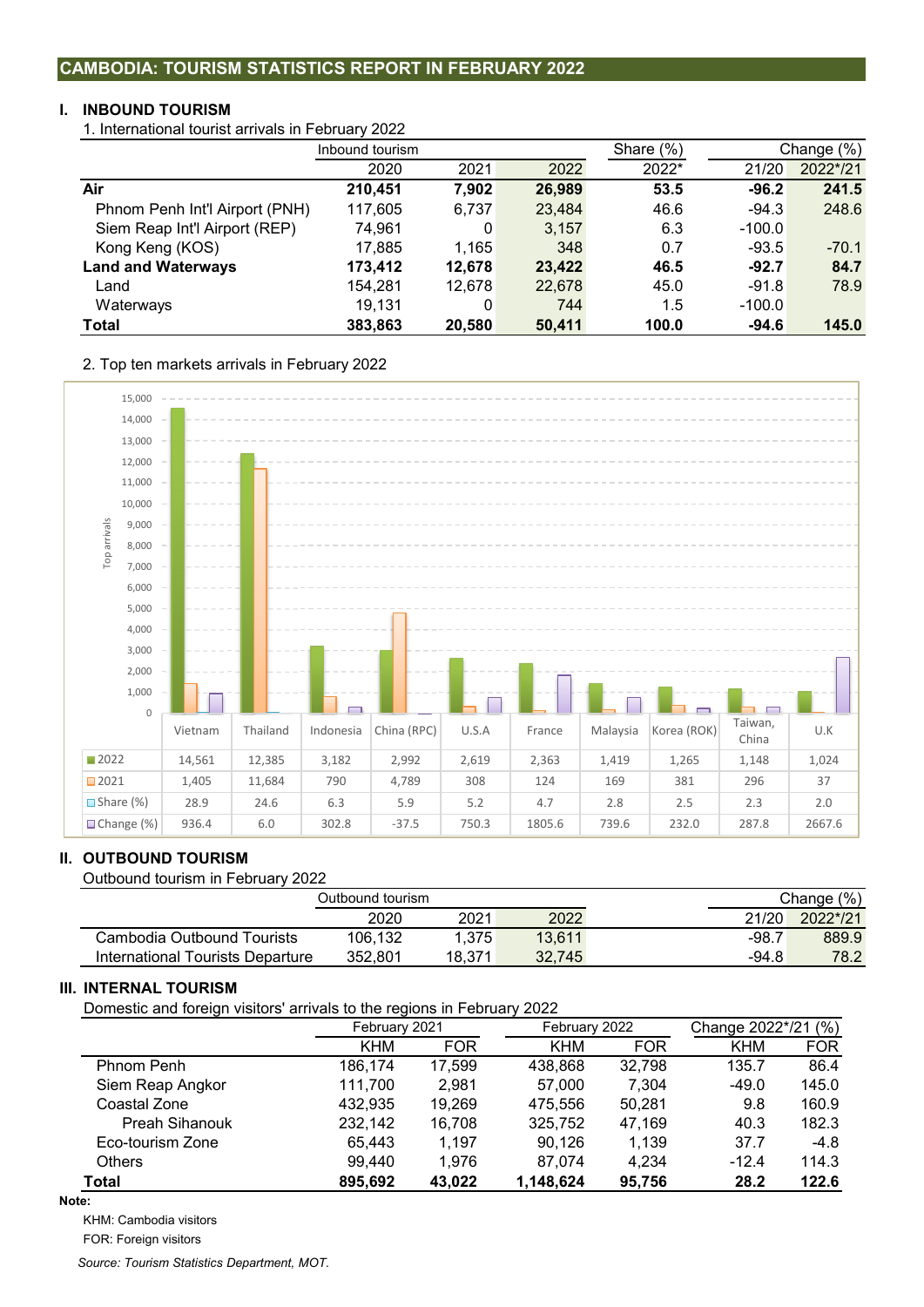# CAMBODIA: TOURISM STATISTICS REPORT IN FEBRUARY 2022

## I. INBOUND TOURISM

1. International tourist arrivals in February 2022

| | Inbound tourism | | | Share (%) | Change (%) | |
|---|---|---|---|---|---|---|
| | 2020 | 2021 | 2022 | 2022* | 21/20 | 2022*/21 |
| **Air** | **210,451** | **7,902** | **26,989** | **53.5** | **-96.2** | **241.5** |
| Phnom Penh Int'l Airport (PNH) | 117,605 | 6,737 | 23,484 | 46.6 | -94.3 | 248.6 |
| Siem Reap Int'l Airport (REP) | 74,961 | 0 | 3,157 | 6.3 | -100.0 | |
| Kong Keng (KOS) | 17,885 | 1,165 | 348 | 0.7 | -93.5 | -70.1 |
| **Land and Waterways** | **173,412** | **12,678** | **23,422** | **46.5** | **-92.7** | **84.7** |
| Land | 154,281 | 12,678 | 22,678 | 45.0 | -91.8 | 78.9 |
| Waterways | 19,131 | 0 | 744 | 1.5 | -100.0 | |
| **Total** | **383,863** | **20,580** | **50,411** | **100.0** | **-94.6** | **145.0** |

2. Top ten markets arrivals in February 2022

| | Vietnam | Thailand | Indonesia | China (RPC) | U.S.A | France | Malaysia | Korea (ROK) | Taiwan, China | U.K |
|---|---|---|---|---|---|---|---|---|---|---|
| 2022 | 14,561 | 12,385 | 3,182 | 2,992 | 2,619 | 2,363 | 1,419 | 1,265 | 1,148 | 1,024 |
| 2021 | 1,405 | 11,684 | 790 | 4,789 | 308 | 124 | 169 | 381 | 296 | 37 |
| Share (%) | 28.9 | 24.6 | 6.3 | 5.9 | 5.2 | 4.7 | 2.8 | 2.5 | 2.3 | 2.0 |
| Change (%) | 936.4 | 6.0 | 302.8 | -37.5 | 750.3 | 1805.6 | 739.6 | 232.0 | 287.8 | 2667.6 |

## II. OUTBOUND TOURISM

Outbound tourism in February 2022

| | Outbound tourism | | | Change (%) | |
|---|---|---|---|---|---|
| | 2020 | 2021 | 2022 | 21/20 | 2022*/21 |
| Cambodia Outbound Tourists | 106,132 | 1,375 | 13,611 | -98.7 | 889.9 |
| International Tourists Departure | 352,801 | 18,371 | 32,745 | -94.8 | 78.2 |

## III. INTERNAL TOURISM

Domestic and foreign visitors' arrivals to the regions in February 2022

| | February 2021 | | February 2022 | | Change 2022*/21 (%) | |
|---|---|---|---|---|---|---|
| | KHM | FOR | KHM | FOR | KHM | FOR |
| Phnom Penh | 186,174 | 17,599 | 438,868 | 32,798 | 135.7 | 86.4 |
| Siem Reap Angkor | 111,700 | 2,981 | 57,000 | 7,304 | -49.0 | 145.0 |
| Coastal Zone | 432,935 | 19,269 | 475,556 | 50,281 | 9.8 | 160.9 |
| Preah Sihanouk | 232,142 | 16,708 | 325,752 | 47,169 | 40.3 | 182.3 |
| Eco-tourism Zone | 65,443 | 1,197 | 90,126 | 1,139 | 37.7 | -4.8 |
| Others | 99,440 | 1,976 | 87,074 | 4,234 | -12.4 | 114.3 |
| **Total** | **895,692** | **43,022** | **1,148,624** | **95,756** | **28.2** | **122.6** |

**Note:**

KHM: Cambodia visitors

FOR: Foreign visitors

*Source: Tourism Statistics Department, MOT.*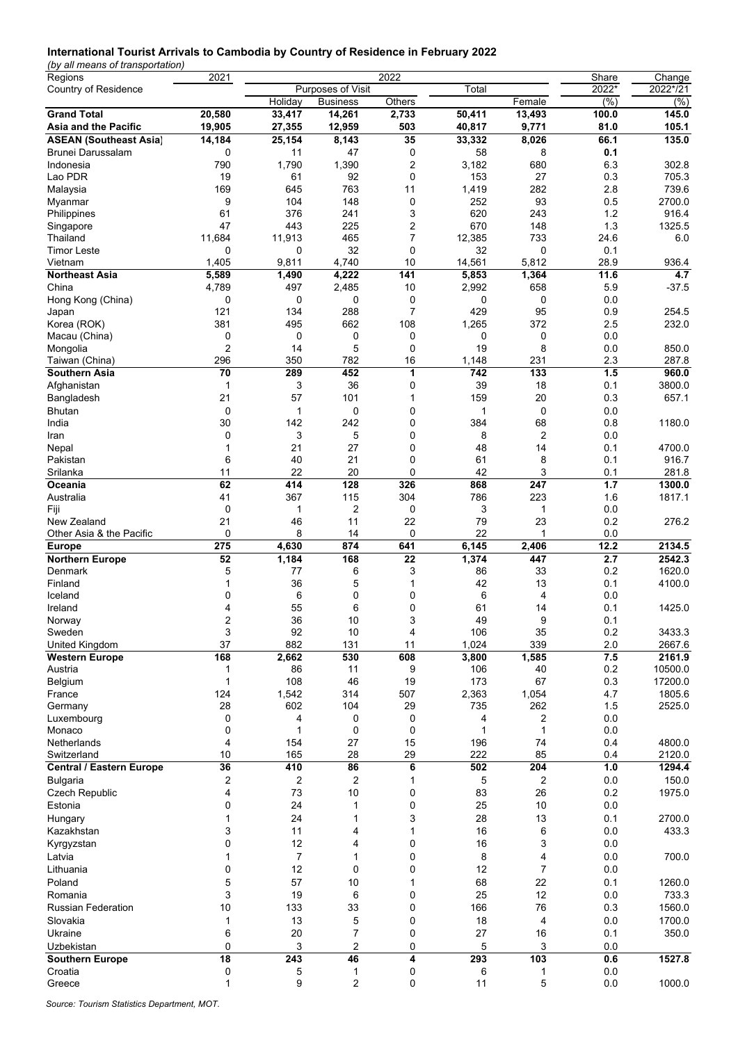**International Tourist Arrivals to Cambodia by Country of Residence in February 2022**

*(by all means of transportation)*

| Regions | 2021 | 2022 | | | | | Share | Change |
|---|---|---|---|---|---|---|---|---|
| Country of Residence | | Purposes of Visit | | | Total | | 2022* | 2022*/21 |
| | | Holiday | Business | Others | | Female | (%) | (%) |
| **Grand Total** | **20,580** | **33,417** | **14,261** | **2,733** | **50,411** | **13,493** | **100.0** | **145.0** |
| **Asia and the Pacific** | **19,905** | **27,355** | **12,959** | **503** | **40,817** | **9,771** | **81.0** | **105.1** |
| **ASEAN (Southeast Asia)** | **14,184** | **25,154** | **8,143** | **35** | **33,332** | **8,026** | **66.1** | **135.0** |
| Brunei Darussalam | 0 | 11 | 47 | 0 | 58 | 8 | 0.1 | |
| Indonesia | 790 | 1,790 | 1,390 | 2 | 3,182 | 680 | 6.3 | 302.8 |
| Lao PDR | 19 | 61 | 92 | 0 | 153 | 27 | 0.3 | 705.3 |
| Malaysia | 169 | 645 | 763 | 11 | 1,419 | 282 | 2.8 | 739.6 |
| Myanmar | 9 | 104 | 148 | 0 | 252 | 93 | 0.5 | 2700.0 |
| Philippines | 61 | 376 | 241 | 3 | 620 | 243 | 1.2 | 916.4 |
| Singapore | 47 | 443 | 225 | 2 | 670 | 148 | 1.3 | 1325.5 |
| Thailand | 11,684 | 11,913 | 465 | 7 | 12,385 | 733 | 24.6 | 6.0 |
| Timor Leste | 0 | 0 | 32 | 0 | 32 | 0 | 0.1 | |
| Vietnam | 1,405 | 9,811 | 4,740 | 10 | 14,561 | 5,812 | 28.9 | 936.4 |
| **Northeast Asia** | **5,589** | **1,490** | **4,222** | **141** | **5,853** | **1,364** | **11.6** | **4.7** |
| China | 4,789 | 497 | 2,485 | 10 | 2,992 | 658 | 5.9 | -37.5 |
| Hong Kong (China) | 0 | 0 | 0 | 0 | 0 | 0 | 0.0 | |
| Japan | 121 | 134 | 288 | 7 | 429 | 95 | 0.9 | 254.5 |
| Korea (ROK) | 381 | 495 | 662 | 108 | 1,265 | 372 | 2.5 | 232.0 |
| Macau (China) | 0 | 0 | 0 | 0 | 0 | 0 | 0.0 | |
| Mongolia | 2 | 14 | 5 | 0 | 19 | 8 | 0.0 | 850.0 |
| Taiwan (China) | 296 | 350 | 782 | 16 | 1,148 | 231 | 2.3 | 287.8 |
| **Southern Asia** | **70** | **289** | **452** | **1** | **742** | **133** | **1.5** | **960.0** |
| Afghanistan | 1 | 3 | 36 | 0 | 39 | 18 | 0.1 | 3800.0 |
| Bangladesh | 21 | 57 | 101 | 1 | 159 | 20 | 0.3 | 657.1 |
| Bhutan | 0 | 1 | 0 | 0 | 1 | 0 | 0.0 | |
| India | 30 | 142 | 242 | 0 | 384 | 68 | 0.8 | 1180.0 |
| Iran | 0 | 3 | 5 | 0 | 8 | 2 | 0.0 | |
| Nepal | 1 | 21 | 27 | 0 | 48 | 14 | 0.1 | 4700.0 |
| Pakistan | 6 | 40 | 21 | 0 | 61 | 8 | 0.1 | 916.7 |
| Srilanka | 11 | 22 | 20 | 0 | 42 | 3 | 0.1 | 281.8 |
| **Oceania** | **62** | **414** | **128** | **326** | **868** | **247** | **1.7** | **1300.0** |
| Australia | 41 | 367 | 115 | 304 | 786 | 223 | 1.6 | 1817.1 |
| Fiji | 0 | 1 | 2 | 0 | 3 | 1 | 0.0 | |
| New Zealand | 21 | 46 | 11 | 22 | 79 | 23 | 0.2 | 276.2 |
| Other Asia & the Pacific | 0 | 8 | 14 | 0 | 22 | 1 | 0.0 | |
| **Europe** | **275** | **4,630** | **874** | **641** | **6,145** | **2,406** | **12.2** | **2134.5** |
| **Northern Europe** | **52** | **1,184** | **168** | **22** | **1,374** | **447** | **2.7** | **2542.3** |
| Denmark | 5 | 77 | 6 | 3 | 86 | 33 | 0.2 | 1620.0 |
| Finland | 1 | 36 | 5 | 1 | 42 | 13 | 0.1 | 4100.0 |
| Iceland | 0 | 6 | 0 | 0 | 6 | 4 | 0.0 | |
| Ireland | 4 | 55 | 6 | 0 | 61 | 14 | 0.1 | 1425.0 |
| Norway | 2 | 36 | 10 | 3 | 49 | 9 | 0.1 | |
| Sweden | 3 | 92 | 10 | 4 | 106 | 35 | 0.2 | 3433.3 |
| United Kingdom | 37 | 882 | 131 | 11 | 1,024 | 339 | 2.0 | 2667.6 |
| **Western Europe** | **168** | **2,662** | **530** | **608** | **3,800** | **1,585** | **7.5** | **2161.9** |
| Austria | 1 | 86 | 11 | 9 | 106 | 40 | 0.2 | 10500.0 |
| Belgium | 1 | 108 | 46 | 19 | 173 | 67 | 0.3 | 17200.0 |
| France | 124 | 1,542 | 314 | 507 | 2,363 | 1,054 | 4.7 | 1805.6 |
| Germany | 28 | 602 | 104 | 29 | 735 | 262 | 1.5 | 2525.0 |
| Luxembourg | 0 | 4 | 0 | 0 | 4 | 2 | 0.0 | |
| Monaco | 0 | 1 | 0 | 0 | 1 | 1 | 0.0 | |
| Netherlands | 4 | 154 | 27 | 15 | 196 | 74 | 0.4 | 4800.0 |
| Switzerland | 10 | 165 | 28 | 29 | 222 | 85 | 0.4 | 2120.0 |
| **Central / Eastern Europe** | **36** | **410** | **86** | **6** | **502** | **204** | **1.0** | **1294.4** |
| Bulgaria | 2 | 2 | 2 | 1 | 5 | 2 | 0.0 | 150.0 |
| Czech Republic | 4 | 73 | 10 | 0 | 83 | 26 | 0.2 | 1975.0 |
| Estonia | 0 | 24 | 1 | 0 | 25 | 10 | 0.0 | |
| Hungary | 1 | 24 | 1 | 3 | 28 | 13 | 0.1 | 2700.0 |
| Kazakhstan | 3 | 11 | 4 | 1 | 16 | 6 | 0.0 | 433.3 |
| Kyrgyzstan | 0 | 12 | 4 | 0 | 16 | 3 | 0.0 | |
| Latvia | 1 | 7 | 1 | 0 | 8 | 4 | 0.0 | 700.0 |
| Lithuania | 0 | 12 | 0 | 0 | 12 | 7 | 0.0 | |
| Poland | 5 | 57 | 10 | 1 | 68 | 22 | 0.1 | 1260.0 |
| Romania | 3 | 19 | 6 | 0 | 25 | 12 | 0.0 | 733.3 |
| Russian Federation | 10 | 133 | 33 | 0 | 166 | 76 | 0.3 | 1560.0 |
| Slovakia | 1 | 13 | 5 | 0 | 18 | 4 | 0.0 | 1700.0 |
| Ukraine | 6 | 20 | 7 | 0 | 27 | 16 | 0.1 | 350.0 |
| Uzbekistan | 0 | 3 | 2 | 0 | 5 | 3 | 0.0 | |
| **Southern Europe** | **18** | **243** | **46** | **4** | **293** | **103** | **0.6** | **1527.8** |
| Croatia | 0 | 5 | 1 | 0 | 6 | 1 | 0.0 | |
| Greece | 1 | 9 | 2 | 0 | 11 | 5 | 0.0 | 1000.0 |

*Source: Tourism Statistics Department, MOT.*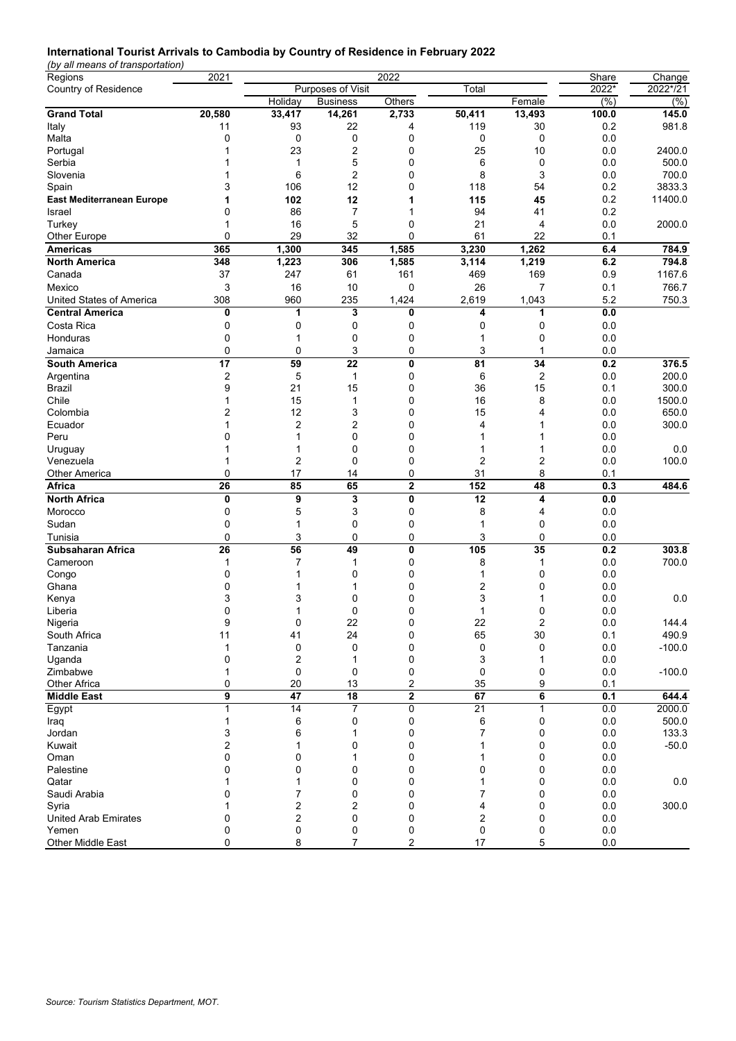## International Tourist Arrivals to Cambodia by Country of Residence in February 2022

*(by all means of transportation)*

| Regions | 2021 | 2022 | | | | | Share | Change |
|---|---|---|---|---|---|---|---|---|
| Country of Residence | | Purposes of Visit | | | Total | | 2022* | 2022*/21 |
| | | Holiday | Business | Others | | Female | (%) | (%) |
| **Grand Total** | **20,580** | **33,417** | **14,261** | **2,733** | **50,411** | **13,493** | **100.0** | **145.0** |
| Italy | 11 | 93 | 22 | 4 | 119 | 30 | 0.2 | 981.8 |
| Malta | 0 | 0 | 0 | 0 | 0 | 0 | 0.0 | |
| Portugal | 1 | 23 | 2 | 0 | 25 | 10 | 0.0 | 2400.0 |
| Serbia | 1 | 1 | 5 | 0 | 6 | 0 | 0.0 | 500.0 |
| Slovenia | 1 | 6 | 2 | 0 | 8 | 3 | 0.0 | 700.0 |
| Spain | 3 | 106 | 12 | 0 | 118 | 54 | 0.2 | 3833.3 |
| **East Mediterranean Europe** | **1** | **102** | **12** | **1** | **115** | **45** | **0.2** | **11400.0** |
| Israel | 0 | 86 | 7 | 1 | 94 | 41 | 0.2 | |
| Turkey | 1 | 16 | 5 | 0 | 21 | 4 | 0.0 | 2000.0 |
| Other Europe | 0 | 29 | 32 | 0 | 61 | 22 | 0.1 | |
| **Americas** | **365** | **1,300** | **345** | **1,585** | **3,230** | **1,262** | **6.4** | **784.9** |
| **North America** | **348** | **1,223** | **306** | **1,585** | **3,114** | **1,219** | **6.2** | **794.8** |
| Canada | 37 | 247 | 61 | 161 | 469 | 169 | 0.9 | 1167.6 |
| Mexico | 3 | 16 | 10 | 0 | 26 | 7 | 0.1 | 766.7 |
| United States of America | 308 | 960 | 235 | 1,424 | 2,619 | 1,043 | 5.2 | 750.3 |
| **Central America** | **0** | **1** | **3** | **0** | **4** | **1** | **0.0** | |
| Costa Rica | 0 | 0 | 0 | 0 | 0 | 0 | 0.0 | |
| Honduras | 0 | 1 | 0 | 0 | 1 | 0 | 0.0 | |
| Jamaica | 0 | 0 | 3 | 0 | 3 | 1 | 0.0 | |
| **South America** | **17** | **59** | **22** | **0** | **81** | **34** | **0.2** | **376.5** |
| Argentina | 2 | 5 | 1 | 0 | 6 | 2 | 0.0 | 200.0 |
| Brazil | 9 | 21 | 15 | 0 | 36 | 15 | 0.1 | 300.0 |
| Chile | 1 | 15 | 1 | 0 | 16 | 8 | 0.0 | 1500.0 |
| Colombia | 2 | 12 | 3 | 0 | 15 | 4 | 0.0 | 650.0 |
| Ecuador | 1 | 2 | 2 | 0 | 4 | 1 | 0.0 | 300.0 |
| Peru | 0 | 1 | 0 | 0 | 1 | 1 | 0.0 | |
| Uruguay | 1 | 1 | 0 | 0 | 1 | 1 | 0.0 | 0.0 |
| Venezuela | 1 | 2 | 0 | 0 | 2 | 2 | 0.0 | 100.0 |
| Other America | 0 | 17 | 14 | 0 | 31 | 8 | 0.1 | |
| **Africa** | **26** | **85** | **65** | **2** | **152** | **48** | **0.3** | **484.6** |
| **North Africa** | **0** | **9** | **3** | **0** | **12** | **4** | **0.0** | |
| Morocco | 0 | 5 | 3 | 0 | 8 | 4 | 0.0 | |
| Sudan | 0 | 1 | 0 | 0 | 1 | 0 | 0.0 | |
| Tunisia | 0 | 3 | 0 | 0 | 3 | 0 | 0.0 | |
| **Subsaharan Africa** | **26** | **56** | **49** | **0** | **105** | **35** | **0.2** | **303.8** |
| Cameroon | 1 | 7 | 1 | 0 | 8 | 1 | 0.0 | 700.0 |
| Congo | 0 | 1 | 0 | 0 | 1 | 0 | 0.0 | |
| Ghana | 0 | 1 | 1 | 0 | 2 | 0 | 0.0 | |
| Kenya | 3 | 3 | 0 | 0 | 3 | 1 | 0.0 | 0.0 |
| Liberia | 0 | 1 | 0 | 0 | 1 | 0 | 0.0 | |
| Nigeria | 9 | 0 | 22 | 0 | 22 | 2 | 0.0 | 144.4 |
| South Africa | 11 | 41 | 24 | 0 | 65 | 30 | 0.1 | 490.9 |
| Tanzania | 1 | 0 | 0 | 0 | 0 | 0 | 0.0 | -100.0 |
| Uganda | 0 | 2 | 1 | 0 | 3 | 1 | 0.0 | |
| Zimbabwe | 1 | 0 | 0 | 0 | 0 | 0 | 0.0 | -100.0 |
| Other Africa | 0 | 20 | 13 | 2 | 35 | 9 | 0.1 | |
| **Middle East** | **9** | **47** | **18** | **2** | **67** | **6** | **0.1** | **644.4** |
| Egypt | 1 | 14 | 7 | 0 | 21 | 1 | 0.0 | 2000.0 |
| Iraq | 1 | 6 | 0 | 0 | 6 | 0 | 0.0 | 500.0 |
| Jordan | 3 | 6 | 1 | 0 | 7 | 0 | 0.0 | 133.3 |
| Kuwait | 2 | 1 | 0 | 0 | 1 | 0 | 0.0 | -50.0 |
| Oman | 0 | 0 | 1 | 0 | 1 | 0 | 0.0 | |
| Palestine | 0 | 0 | 0 | 0 | 0 | 0 | 0.0 | |
| Qatar | 1 | 1 | 0 | 0 | 1 | 0 | 0.0 | 0.0 |
| Saudi Arabia | 0 | 7 | 0 | 0 | 7 | 0 | 0.0 | |
| Syria | 1 | 2 | 2 | 0 | 4 | 0 | 0.0 | 300.0 |
| United Arab Emirates | 0 | 2 | 0 | 0 | 2 | 0 | 0.0 | |
| Yemen | 0 | 0 | 0 | 0 | 0 | 0 | 0.0 | |
| Other Middle East | 0 | 8 | 7 | 2 | 17 | 5 | 0.0 | |

*Source: Tourism Statistics Department, MOT.*